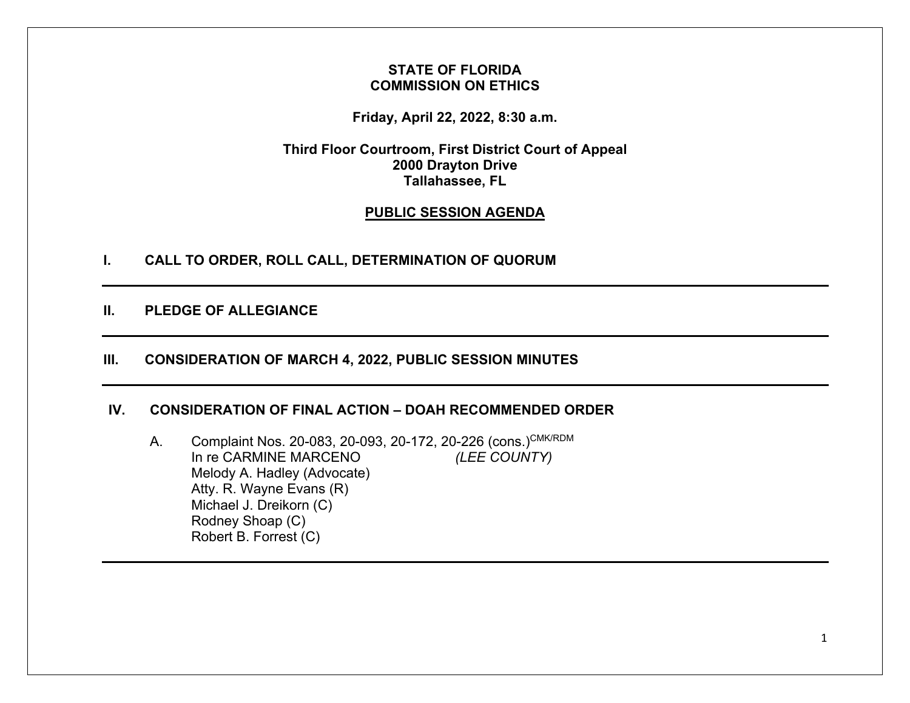**STATE OF FLORIDA**
**COMMISSION ON ETHICS**

**Friday, April 22, 2022, 8:30 a.m.**

**Third Floor Courtroom, First District Court of Appeal**
**2000 Drayton Drive**
**Tallahassee, FL**

## PUBLIC SESSION AGENDA

## I. CALL TO ORDER, ROLL CALL, DETERMINATION OF QUORUM

---

## II. PLEDGE OF ALLEGIANCE

---

## III. CONSIDERATION OF MARCH 4, 2022, PUBLIC SESSION MINUTES

---

## IV. CONSIDERATION OF FINAL ACTION – DOAH RECOMMENDED ORDER

A. Complaint Nos. 20-083, 20-093, 20-172, 20-226 (cons.)[CMK/RDM]
In re CARMINE MARCENO *(LEE COUNTY)*
Melody A. Hadley (Advocate)
Atty. R. Wayne Evans (R)
Michael J. Dreikorn (C)
Rodney Shoap (C)
Robert B. Forrest (C)

---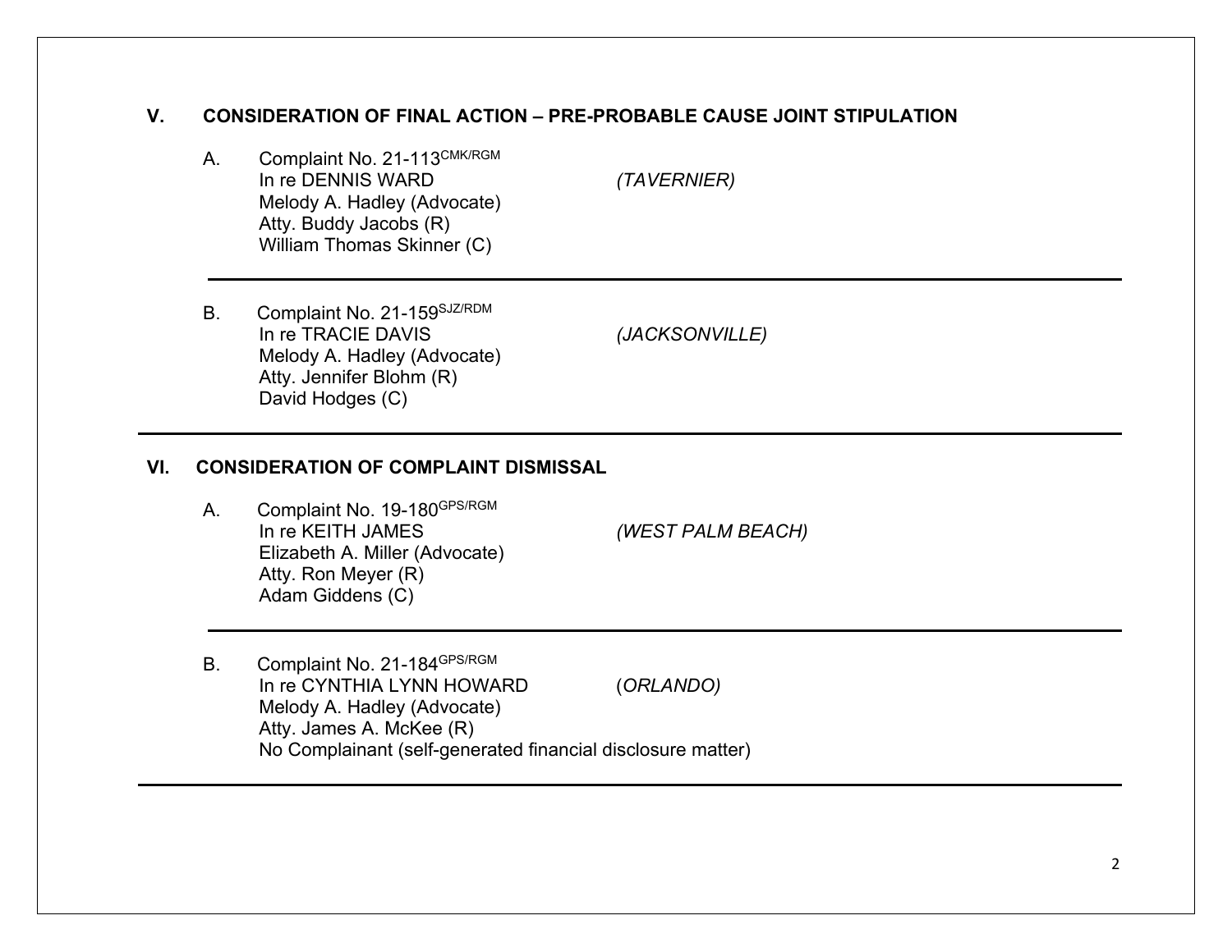## V. CONSIDERATION OF FINAL ACTION – PRE-PROBABLE CAUSE JOINT STIPULATION

A. Complaint No. 21-113[CMK/RGM]
In re DENNIS WARD *(TAVERNIER)*
Melody A. Hadley (Advocate)
Atty. Buddy Jacobs (R)
William Thomas Skinner (C)

---

B. Complaint No. 21-159[SJZ/RDM]
In re TRACIE DAVIS *(JACKSONVILLE)*
Melody A. Hadley (Advocate)
Atty. Jennifer Blohm (R)
David Hodges (C)

---

## VI. CONSIDERATION OF COMPLAINT DISMISSAL

A. Complaint No. 19-180[GPS/RGM]
In re KEITH JAMES *(WEST PALM BEACH)*
Elizabeth A. Miller (Advocate)
Atty. Ron Meyer (R)
Adam Giddens (C)

---

B. Complaint No. 21-184[GPS/RGM]
In re CYNTHIA LYNN HOWARD *(ORLANDO)*
Melody A. Hadley (Advocate)
Atty. James A. McKee (R)
No Complainant (self-generated financial disclosure matter)

---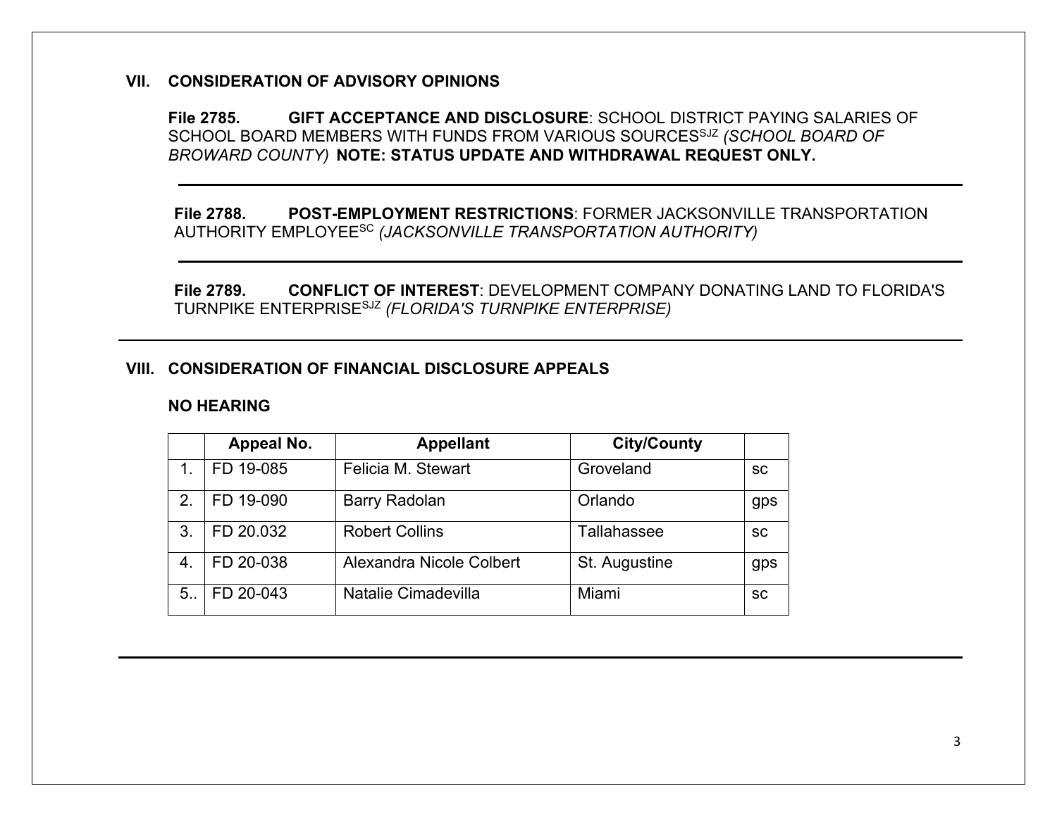## VII. CONSIDERATION OF ADVISORY OPINIONS

**File 2785. GIFT ACCEPTANCE AND DISCLOSURE**: SCHOOL DISTRICT PAYING SALARIES OF SCHOOL BOARD MEMBERS WITH FUNDS FROM VARIOUS SOURCES[SJZ] *(SCHOOL BOARD OF BROWARD COUNTY)* **NOTE: STATUS UPDATE AND WITHDRAWAL REQUEST ONLY.**

---

**File 2788. POST-EMPLOYMENT RESTRICTIONS**: FORMER JACKSONVILLE TRANSPORTATION AUTHORITY EMPLOYEE[SC] *(JACKSONVILLE TRANSPORTATION AUTHORITY)*

---

**File 2789. CONFLICT OF INTEREST**: DEVELOPMENT COMPANY DONATING LAND TO FLORIDA'S TURNPIKE ENTERPRISE[SJZ] *(FLORIDA'S TURNPIKE ENTERPRISE)*

---

## VIII. CONSIDERATION OF FINANCIAL DISCLOSURE APPEALS

**NO HEARING**

| | Appeal No. | Appellant | City/County | |
|---|---|---|---|---|
| 1. | FD 19-085 | Felicia M. Stewart | Groveland | sc |
| 2. | FD 19-090 | Barry Radolan | Orlando | gps |
| 3. | FD 20.032 | Robert Collins | Tallahassee | sc |
| 4. | FD 20-038 | Alexandra Nicole Colbert | St. Augustine | gps |
| 5.. | FD 20-043 | Natalie Cimadevilla | Miami | sc |

---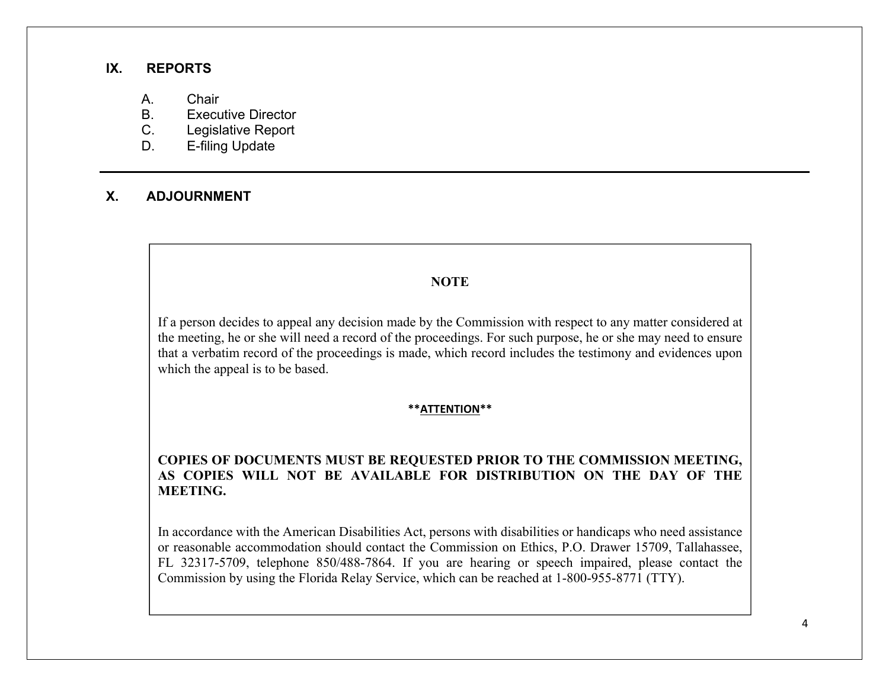## IX. REPORTS

A. Chair
B. Executive Director
C. Legislative Report
D. E-filing Update

---

## X. ADJOURNMENT

**NOTE**

If a person decides to appeal any decision made by the Commission with respect to any matter considered at the meeting, he or she will need a record of the proceedings. For such purpose, he or she may need to ensure that a verbatim record of the proceedings is made, which record includes the testimony and evidences upon which the appeal is to be based.

****ATTENTION****

**COPIES OF DOCUMENTS MUST BE REQUESTED PRIOR TO THE COMMISSION MEETING, AS COPIES WILL NOT BE AVAILABLE FOR DISTRIBUTION ON THE DAY OF THE MEETING.**

In accordance with the American Disabilities Act, persons with disabilities or handicaps who need assistance or reasonable accommodation should contact the Commission on Ethics, P.O. Drawer 15709, Tallahassee, FL 32317-5709, telephone 850/488-7864. If you are hearing or speech impaired, please contact the Commission by using the Florida Relay Service, which can be reached at 1-800-955-8771 (TTY).